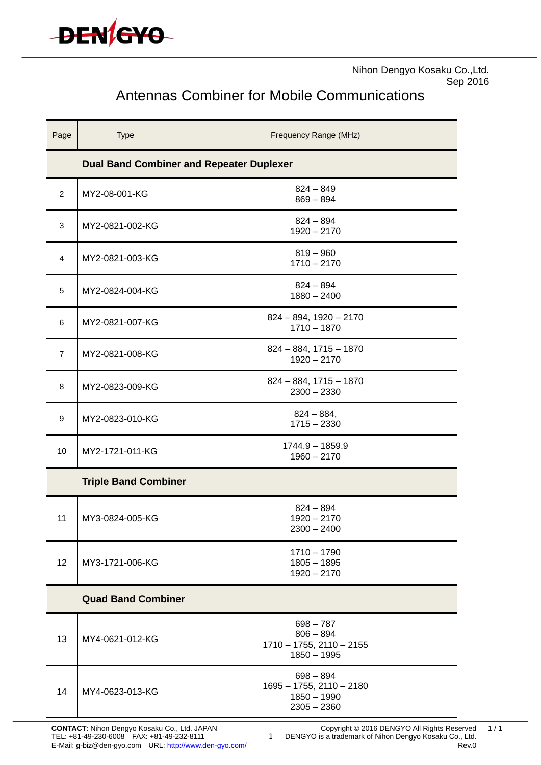DENGYO

Nihon Dengyo Kosaku Co.,Ltd.
Sep 2016

# Antennas Combiner for Mobile Communications

| Page | Type | Frequency Range (MHz) |
|---|---|---|
| | **Dual Band Combiner and Repeater Duplexer** | |
| 2 | MY2-08-001-KG | 824 – 849<br>869 – 894 |
| 3 | MY2-0821-002-KG | 824 – 894<br>1920 – 2170 |
| 4 | MY2-0821-003-KG | 819 – 960<br>1710 – 2170 |
| 5 | MY2-0824-004-KG | 824 – 894<br>1880 – 2400 |
| 6 | MY2-0821-007-KG | 824 – 894, 1920 – 2170<br>1710 – 1870 |
| 7 | MY2-0821-008-KG | 824 – 884, 1715 – 1870<br>1920 – 2170 |
| 8 | MY2-0823-009-KG | 824 – 884, 1715 – 1870<br>2300 – 2330 |
| 9 | MY2-0823-010-KG | 824 – 884,<br>1715 – 2330 |
| 10 | MY2-1721-011-KG | 1744.9 – 1859.9<br>1960 – 2170 |
| | **Triple Band Combiner** | |
| 11 | MY3-0824-005-KG | 824 – 894<br>1920 – 2170<br>2300 – 2400 |
| 12 | MY3-1721-006-KG | 1710 – 1790<br>1805 – 1895<br>1920 – 2170 |
| | **Quad Band Combiner** | |
| 13 | MY4-0621-012-KG | 698 – 787<br>806 – 894<br>1710 – 1755, 2110 – 2155<br>1850 – 1995 |
| 14 | MY4-0623-013-KG | 698 – 894<br>1695 – 1755, 2110 – 2180<br>1850 – 1990<br>2305 – 2360 |

**CONTACT**: Nihon Dengyo Kosaku Co., Ltd. JAPAN
TEL: +81-49-230-6008 FAX: +81-49-232-8111
E-Mail: g-biz@den-gyo.com URL: [http://www.den-gyo.com/](http://www.den-gyo.com/)

Copyright © 2016 DENGYO All Rights Reserved
DENGYO is a trademark of Nihon Dengyo Kosaku Co., Ltd.
Rev.0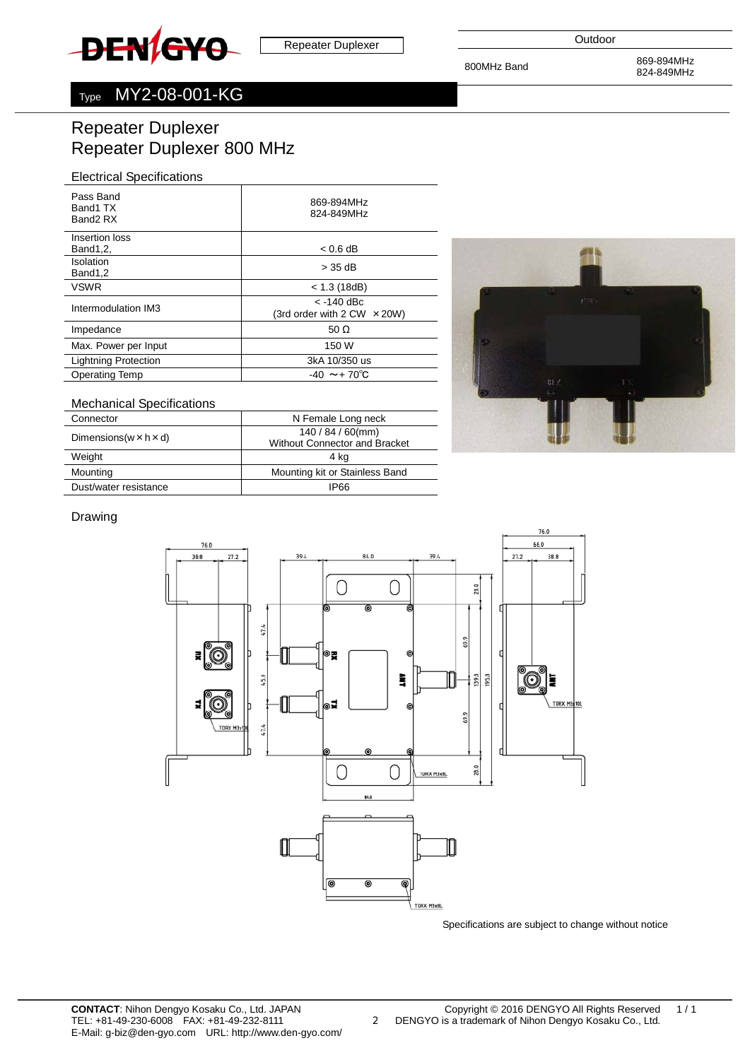DENGYO | Repeater Duplexer

| Outdoor | |
|---|---|
| 800MHz Band | 869-894MHz<br>824-849MHz |

Type **MY2-08-001-KG**

# Repeater Duplexer
# Repeater Duplexer 800 MHz

## Electrical Specifications

| | |
|---|---|
| Pass Band<br>Band1 TX<br>Band2 RX | 869-894MHz<br>824-849MHz |
| Insertion loss<br>Band1,2, | < 0.6 dB |
| Isolation<br>Band1,2 | > 35 dB |
| VSWR | < 1.3 (18dB) |
| Intermodulation IM3 | < -140 dBc<br>(3rd order with 2 CW ×20W) |
| Impedance | 50 Ω |
| Max. Power per Input | 150 W |
| Lightning Protection | 3kA 10/350 us |
| Operating Temp | -40 ～+ 70℃ |

## Mechanical Specifications

| | |
|---|---|
| Connector | N Female Long neck |
| Dimensions(w×h×d) | 140 / 84 / 60(mm)<br>Without Connector and Bracket |
| Weight | 4 kg |
| Mounting | Mounting kit or Stainless Band |
| Dust/water resistance | IP66 |

## Drawing

Specifications are subject to change without notice

**CONTACT**: Nihon Dengyo Kosaku Co., Ltd. JAPAN
TEL: +81-49-230-6008 FAX: +81-49-232-8111
E-Mail: g-biz@den-gyo.com URL: http://www.den-gyo.com/

Copyright © 2016 DENGYO All Rights Reserved
DENGYO is a trademark of Nihon Dengyo Kosaku Co., Ltd.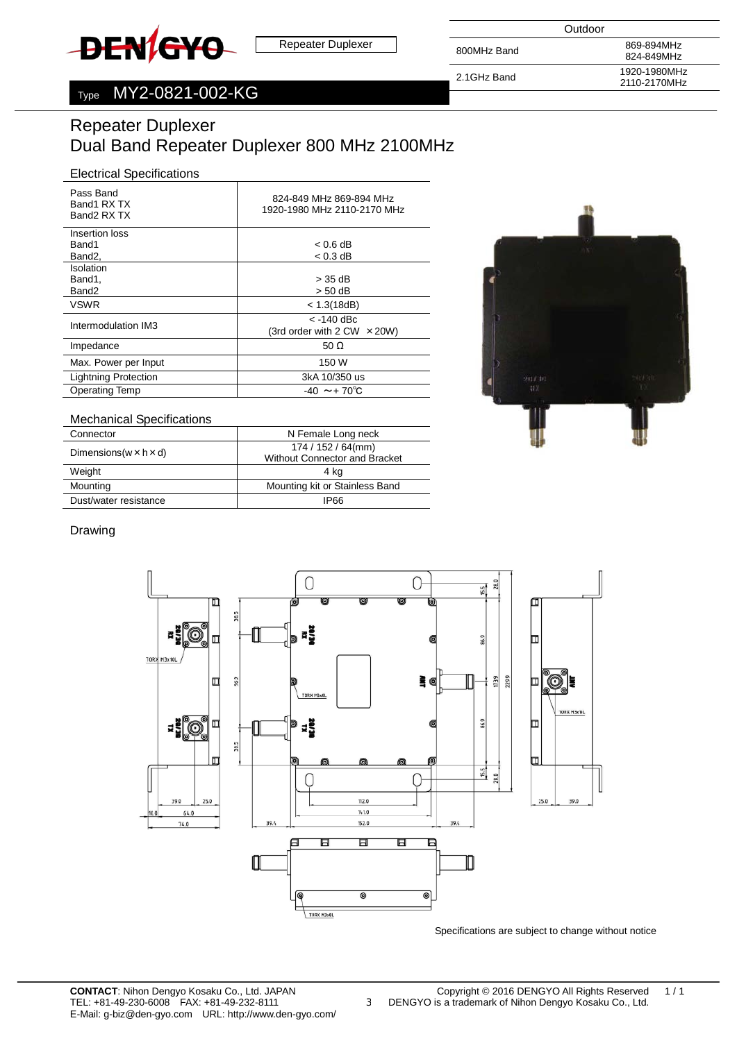DENGYO

Repeater Duplexer

| Outdoor | |
|---|---|
| 800MHz Band | 869-894MHz 824-849MHz |
| 2.1GHz Band | 1920-1980MHz 2110-2170MHz |

Type MY2-0821-002-KG

# Repeater Duplexer
# Dual Band Repeater Duplexer 800 MHz 2100MHz

## Electrical Specifications

| | |
|---|---|
| Pass Band<br>Band1 RX TX<br>Band2 RX TX | 824-849 MHz 869-894 MHz<br>1920-1980 MHz 2110-2170 MHz |
| Insertion loss<br>Band1<br>Band2, | <br>< 0.6 dB<br>< 0.3 dB |
| Isolation<br>Band1,<br>Band2 | <br>> 35 dB<br>> 50 dB |
| VSWR | < 1.3(18dB) |
| Intermodulation IM3 | < -140 dBc<br>(3rd order with 2 CW ×20W) |
| Impedance | 50 Ω |
| Max. Power per Input | 150 W |
| Lightning Protection | 3kA 10/350 us |
| Operating Temp | -40 ～+ 70℃ |

## Mechanical Specifications

| | |
|---|---|
| Connector | N Female Long neck |
| Dimensions(w×h×d) | 174 / 152 / 64(mm)<br>Without Connector and Bracket |
| Weight | 4 kg |
| Mounting | Mounting kit or Stainless Band |
| Dust/water resistance | IP66 |

## Drawing

Specifications are subject to change without notice

**CONTACT**: Nihon Dengyo Kosaku Co., Ltd. JAPAN
TEL: +81-49-230-6008 FAX: +81-49-232-8111
E-Mail: g-biz@den-gyo.com URL: http://www.den-gyo.com/

Copyright © 2016 DENGYO All Rights Reserved
DENGYO is a trademark of Nihon Dengyo Kosaku Co., Ltd.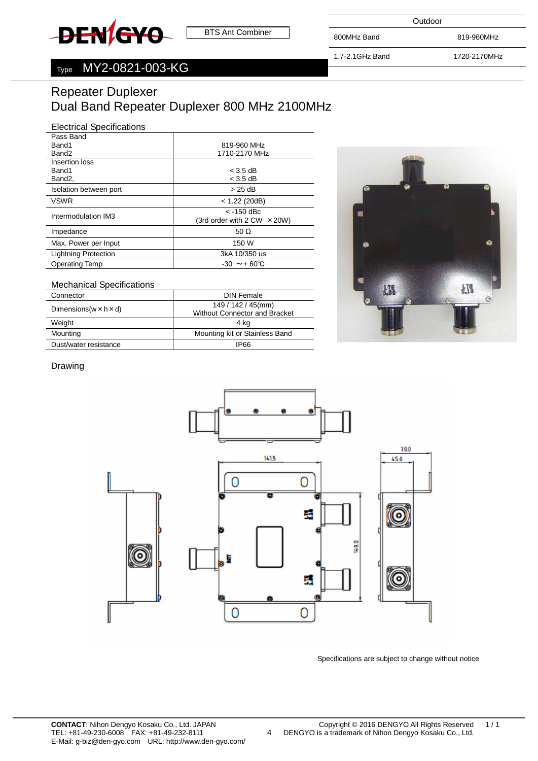DENGYO

BTS Ant Combiner

| Outdoor | |
|---|---|
| 800MHz Band | 819-960MHz |
| 1.7-2.1GHz Band | 1720-2170MHz |

Type MY2-0821-003-KG

# Repeater Duplexer
# Dual Band Repeater Duplexer 800 MHz 2100MHz

## Electrical Specifications

| | |
|---|---|
| Pass Band<br>Band1<br>Band2 | 819-960 MHz<br>1710-2170 MHz |
| Insertion loss<br>Band1<br>Band2, | < 3.5 dB<br>< 3.5 dB |
| Isolation between port | > 25 dB |
| VSWR | < 1.22 (20dB) |
| Intermodulation IM3 | < -150 dBc<br>(3rd order with 2 CW × 20W) |
| Impedance | 50 Ω |
| Max. Power per Input | 150 W |
| Lightning Protection | 3kA 10/350 us |
| Operating Temp | -30 ～+ 60℃ |

## Mechanical Specifications

| | |
|---|---|
| Connector | DIN Female |
| Dimensions(w × h × d) | 149 / 142 / 45(mm)<br>Without Connector and Bracket |
| Weight | 4 kg |
| Mounting | Mounting kit or Stainless Band |
| Dust/water resistance | IP66 |

## Drawing

Specifications are subject to change without notice

**CONTACT**: Nihon Dengyo Kosaku Co., Ltd. JAPAN
TEL: +81-49-230-6008 FAX: +81-49-232-8111
E-Mail: g-biz@den-gyo.com URL: http://www.den-gyo.com/

Copyright © 2016 DENGYO All Rights Reserved
DENGYO is a trademark of Nihon Dengyo Kosaku Co., Ltd.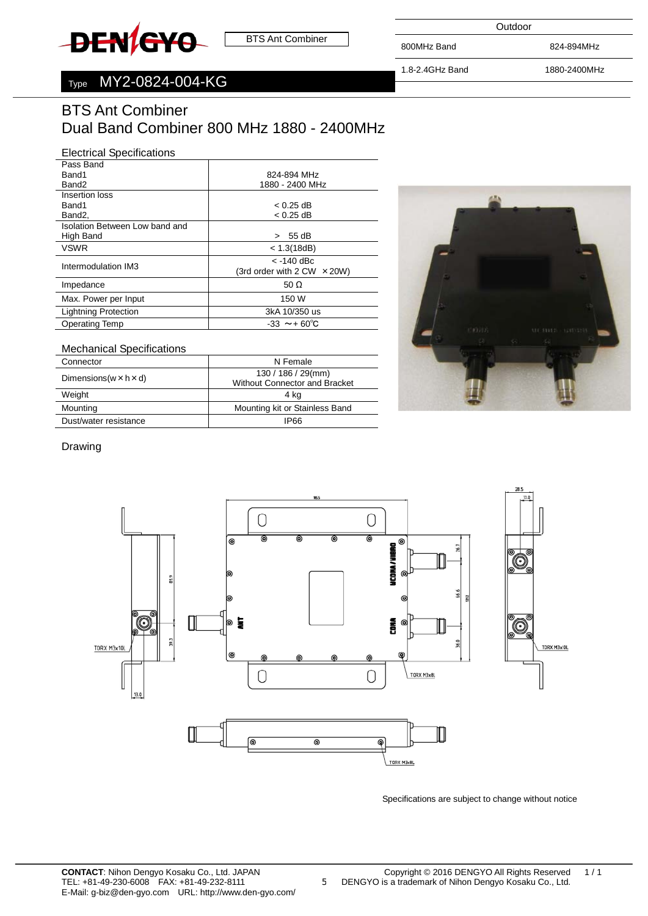DENGYO

BTS Ant Combiner

| Outdoor | |
|---|---|
| 800MHz Band | 824-894MHz |
| 1.8-2.4GHz Band | 1880-2400MHz |

Type MY2-0824-004-KG

# BTS Ant Combiner
# Dual Band Combiner 800 MHz 1880 - 2400MHz

## Electrical Specifications

| | |
|---|---|
| Pass Band<br>Band1<br>Band2 | 824-894 MHz<br>1880 - 2400 MHz |
| Insertion loss<br>Band1<br>Band2, | < 0.25 dB<br>< 0.25 dB |
| Isolation Between Low band and High Band | > 55 dB |
| VSWR | < 1.3(18dB) |
| Intermodulation IM3 | < -140 dBc<br>(3rd order with 2 CW ×20W) |
| Impedance | 50 Ω |
| Max. Power per Input | 150 W |
| Lightning Protection | 3kA 10/350 us |
| Operating Temp | -33 ～+ 60℃ |

## Mechanical Specifications

| | |
|---|---|
| Connector | N Female |
| Dimensions(w×h×d) | 130 / 186 / 29(mm)<br>Without Connector and Bracket |
| Weight | 4 kg |
| Mounting | Mounting kit or Stainless Band |
| Dust/water resistance | IP66 |

## Drawing

Specifications are subject to change without notice

**CONTACT**: Nihon Dengyo Kosaku Co., Ltd. JAPAN
TEL: +81-49-230-6008 FAX: +81-49-232-8111
E-Mail: g-biz@den-gyo.com URL: http://www.den-gyo.com/

Copyright © 2016 DENGYO All Rights Reserved
DENGYO is a trademark of Nihon Dengyo Kosaku Co., Ltd.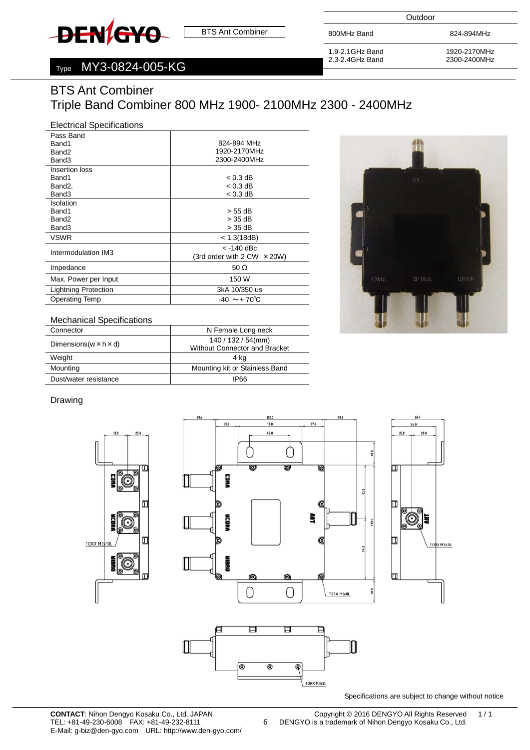DENGYO

BTS Ant Combiner

Type MY3-0824-005-KG

| Outdoor | |
|---|---|
| 800MHz Band | 824-894MHz |
| 1.9-2.1GHz Band<br>2.3-2.4GHz Band | 1920-2170MHz<br>2300-2400MHz |

# BTS Ant Combiner
# Triple Band Combiner 800 MHz 1900- 2100MHz 2300 - 2400MHz

## Electrical Specifications

| | |
|---|---|
| Pass Band<br>Band1<br>Band2<br>Band3 | <br>824-894 MHz<br>1920-2170MHz<br>2300-2400MHz |
| Insertion loss<br>Band1<br>Band2,<br>Band3 | <br>< 0.3 dB<br>< 0.3 dB<br>< 0.3 dB |
| Isolation<br>Band1<br>Band2<br>Band3 | <br>> 55 dB<br>> 35 dB<br>> 35 dB |
| VSWR | < 1.3(18dB) |
| Intermodulation IM3 | < -140 dBc<br>(3rd order with 2 CW × 20W) |
| Impedance | 50 Ω |
| Max. Power per Input | 150 W |
| Lightning Protection | 3kA 10/350 us |
| Operating Temp | -40 ～+ 70℃ |

## Mechanical Specifications

| | |
|---|---|
| Connector | N Female Long neck |
| Dimensions(w × h × d) | 140 / 132 / 54(mm)<br>Without Connector and Bracket |
| Weight | 4 kg |
| Mounting | Mounting kit or Stainless Band |
| Dust/water resistance | IP66 |

## Drawing

Specifications are subject to change without notice

**CONTACT**: Nihon Dengyo Kosaku Co., Ltd. JAPAN
TEL: +81-49-230-6008 FAX: +81-49-232-8111
E-Mail: g-biz@den-gyo.com URL: http://www.den-gyo.com/

Copyright © 2016 DENGYO All Rights Reserved
DENGYO is a trademark of Nihon Dengyo Kosaku Co., Ltd.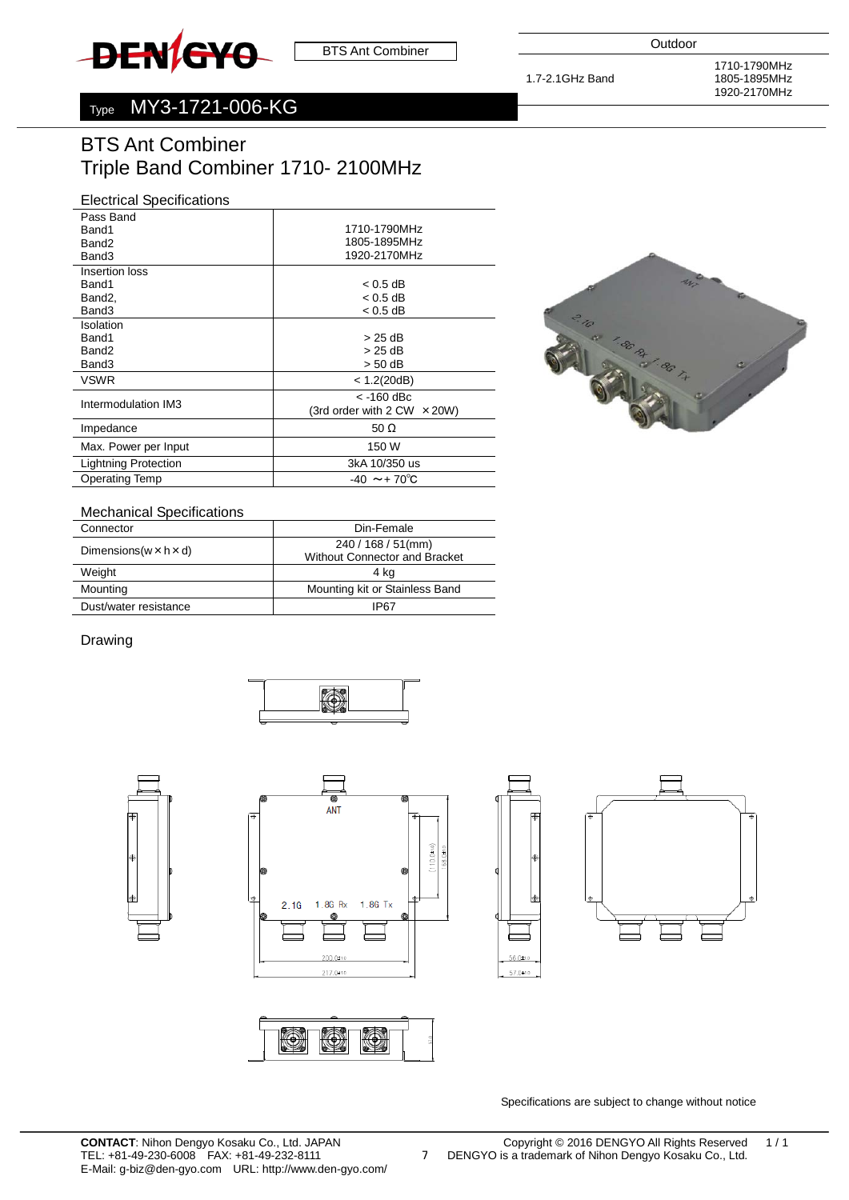DENGYO

BTS Ant Combiner

| Outdoor | |
|---|---|
| 1.7-2.1GHz Band | 1710-1790MHz<br>1805-1895MHz<br>1920-2170MHz |

Type MY3-1721-006-KG

# BTS Ant Combiner
# Triple Band Combiner 1710- 2100MHz

## Electrical Specifications

| | |
|---|---|
| Pass Band<br>Band1<br>Band2<br>Band3 | 1710-1790MHz<br>1805-1895MHz<br>1920-2170MHz |
| Insertion loss<br>Band1<br>Band2,<br>Band3 | < 0.5 dB<br>< 0.5 dB<br>< 0.5 dB |
| Isolation<br>Band1<br>Band2<br>Band3 | > 25 dB<br>> 25 dB<br>> 50 dB |
| VSWR | < 1.2(20dB) |
| Intermodulation IM3 | < -160 dBc<br>(3rd order with 2 CW ×20W) |
| Impedance | 50 Ω |
| Max. Power per Input | 150 W |
| Lightning Protection | 3kA 10/350 us |
| Operating Temp | -40 ～+ 70℃ |

## Mechanical Specifications

| | |
|---|---|
| Connector | Din-Female |
| Dimensions(w×h×d) | 240 / 168 / 51(mm)<br>Without Connector and Bracket |
| Weight | 4 kg |
| Mounting | Mounting kit or Stainless Band |
| Dust/water resistance | IP67 |

## Drawing

Specifications are subject to change without notice

**CONTACT**: Nihon Dengyo Kosaku Co., Ltd. JAPAN
TEL: +81-49-230-6008 FAX: +81-49-232-8111
E-Mail: g-biz@den-gyo.com URL: http://www.den-gyo.com/

Copyright © 2016 DENGYO All Rights Reserved
DENGYO is a trademark of Nihon Dengyo Kosaku Co., Ltd.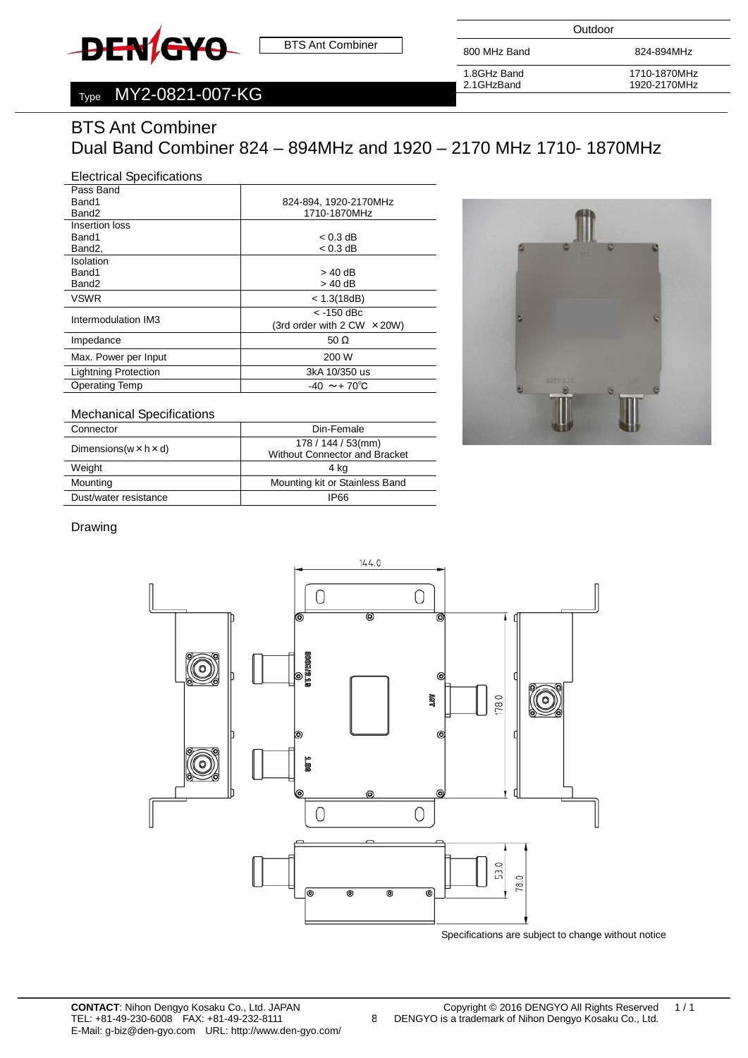DENGYO

BTS Ant Combiner

| Outdoor | |
|---|---|
| 800 MHz Band | 824-894MHz |
| 1.8GHz Band<br>2.1GHzBand | 1710-1870MHz<br>1920-2170MHz |

Type MY2-0821-007-KG

# BTS Ant Combiner
# Dual Band Combiner 824 – 894MHz and 1920 – 2170 MHz 1710- 1870MHz

## Electrical Specifications

| | |
|---|---|
| Pass Band<br>Band1<br>Band2 | 824-894, 1920-2170MHz<br>1710-1870MHz |
| Insertion loss<br>Band1<br>Band2, | < 0.3 dB<br>< 0.3 dB |
| Isolation<br>Band1<br>Band2 | > 40 dB<br>> 40 dB |
| VSWR | < 1.3(18dB) |
| Intermodulation IM3 | < -150 dBc<br>(3rd order with 2 CW × 20W) |
| Impedance | 50 Ω |
| Max. Power per Input | 200 W |
| Lightning Protection | 3kA 10/350 us |
| Operating Temp | -40 ～+ 70℃ |

## Mechanical Specifications

| | |
|---|---|
| Connector | Din-Female |
| Dimensions(w × h × d) | 178 / 144 / 53(mm)<br>Without Connector and Bracket |
| Weight | 4 kg |
| Mounting | Mounting kit or Stainless Band |
| Dust/water resistance | IP66 |

## Drawing

Specifications are subject to change without notice

**CONTACT**: Nihon Dengyo Kosaku Co., Ltd. JAPAN
TEL: +81-49-230-6008 FAX: +81-49-232-8111
E-Mail: g-biz@den-gyo.com URL: http://www.den-gyo.com/

Copyright © 2016 DENGYO All Rights Reserved
DENGYO is a trademark of Nihon Dengyo Kosaku Co., Ltd.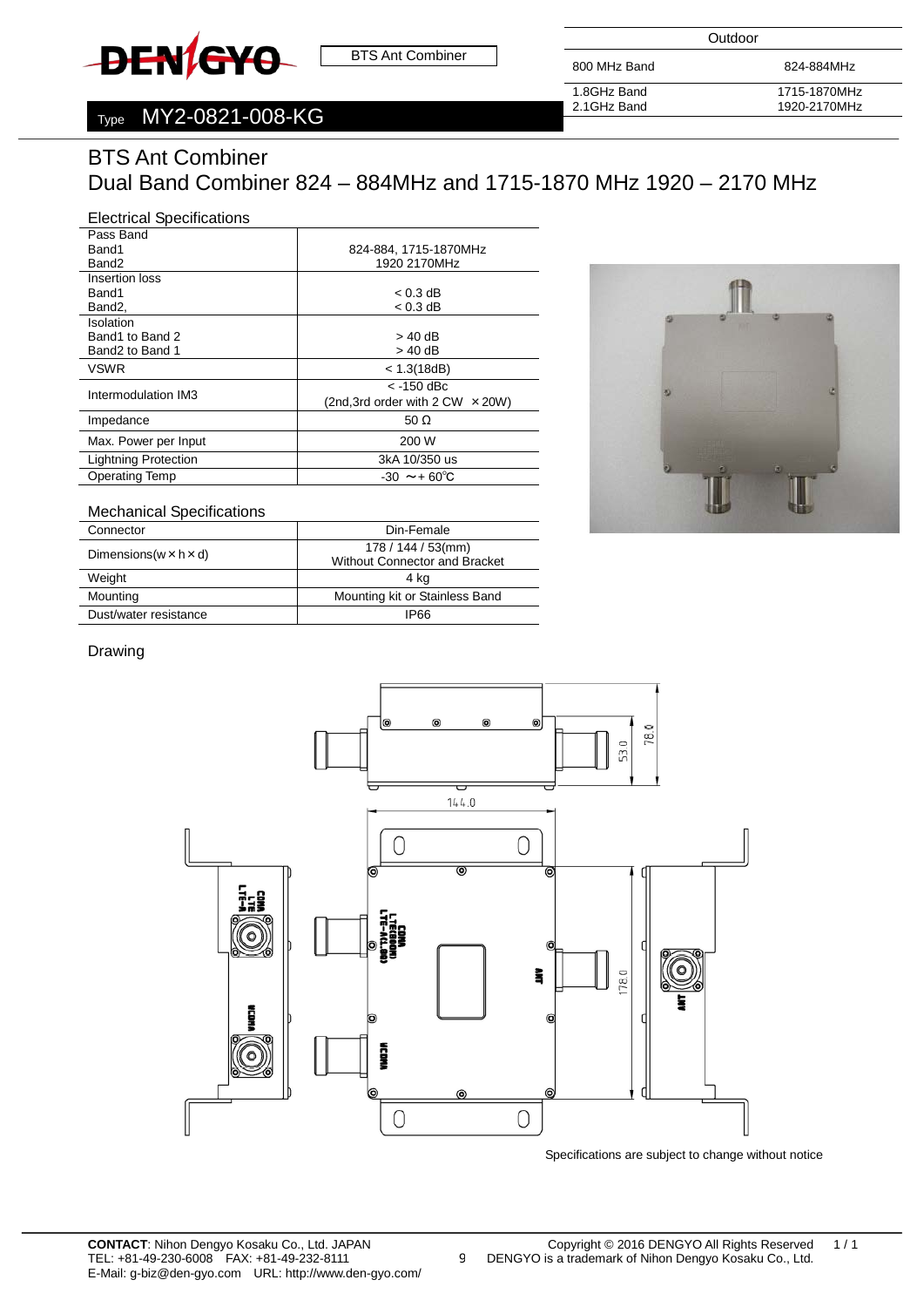BTS Ant Combiner

Type MY2-0821-008-KG

| Outdoor | |
|---|---|
| 800 MHz Band | 824-884MHz |
| 1.8GHz Band | 1715-1870MHz |
| 2.1GHz Band | 1920-2170MHz |

# BTS Ant Combiner
# Dual Band Combiner 824 – 884MHz and 1715-1870 MHz 1920 – 2170 MHz

## Electrical Specifications

| | |
|---|---|
| Pass Band<br>Band1<br>Band2 | 824-884, 1715-1870MHz<br>1920 2170MHz |
| Insertion loss<br>Band1<br>Band2, | < 0.3 dB<br>< 0.3 dB |
| Isolation<br>Band1 to Band 2<br>Band2 to Band 1 | > 40 dB<br>> 40 dB |
| VSWR | < 1.3(18dB) |
| Intermodulation IM3 | < -150 dBc<br>(2nd,3rd order with 2 CW × 20W) |
| Impedance | 50 Ω |
| Max. Power per Input | 200 W |
| Lightning Protection | 3kA 10/350 us |
| Operating Temp | -30 ～+ 60℃ |

## Mechanical Specifications

| | |
|---|---|
| Connector | Din-Female |
| Dimensions(w × h × d) | 178 / 144 / 53(mm)<br>Without Connector and Bracket |
| Weight | 4 kg |
| Mounting | Mounting kit or Stainless Band |
| Dust/water resistance | IP66 |

## Drawing

Specifications are subject to change without notice

**CONTACT**: Nihon Dengyo Kosaku Co., Ltd. JAPAN
TEL: +81-49-230-6008 FAX: +81-49-232-8111
E-Mail: g-biz@den-gyo.com URL: http://www.den-gyo.com/

Copyright © 2016 DENGYO All Rights Reserved
DENGYO is a trademark of Nihon Dengyo Kosaku Co., Ltd.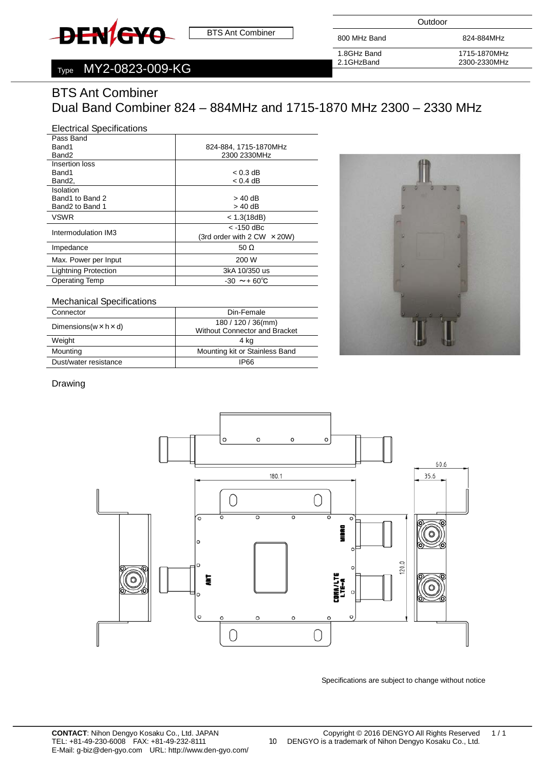DENGYO BTS Ant Combiner

| Outdoor | |
|---|---|
| 800 MHz Band | 824-884MHz |
| 1.8GHz Band | 1715-1870MHz |
| 2.1GHzBand | 2300-2330MHz |

Type MY2-0823-009-KG

# BTS Ant Combiner
# Dual Band Combiner 824 – 884MHz and 1715-1870 MHz 2300 – 2330 MHz

## Electrical Specifications

| Parameter | Value |
|---|---|
| Pass Band<br>Band1<br>Band2 | <br>824-884, 1715-1870MHz<br>2300 2330MHz |
| Insertion loss<br>Band1<br>Band2, | <br>< 0.3 dB<br>< 0.4 dB |
| Isolation<br>Band1 to Band 2<br>Band2 to Band 1 | <br>> 40 dB<br>> 40 dB |
| VSWR | < 1.3(18dB) |
| Intermodulation IM3 | < -150 dBc<br>(3rd order with 2 CW ×20W) |
| Impedance | 50 Ω |
| Max. Power per Input | 200 W |
| Lightning Protection | 3kA 10/350 us |
| Operating Temp | -30 ～+ 60℃ |

## Mechanical Specifications

| Parameter | Value |
|---|---|
| Connector | Din-Female |
| Dimensions(w×h×d) | 180 / 120 / 36(mm)<br>Without Connector and Bracket |
| Weight | 4 kg |
| Mounting | Mounting kit or Stainless Band |
| Dust/water resistance | IP66 |

## Drawing

180.1, 120.0, 60.6, 35.6, ANT, WIBRO, CDMA/LTE LTE-A

Specifications are subject to change without notice

**CONTACT**: Nihon Dengyo Kosaku Co., Ltd. JAPAN
TEL: +81-49-230-6008 FAX: +81-49-232-8111
E-Mail: g-biz@den-gyo.com URL: http://www.den-gyo.com/

Copyright © 2016 DENGYO All Rights Reserved
DENGYO is a trademark of Nihon Dengyo Kosaku Co., Ltd.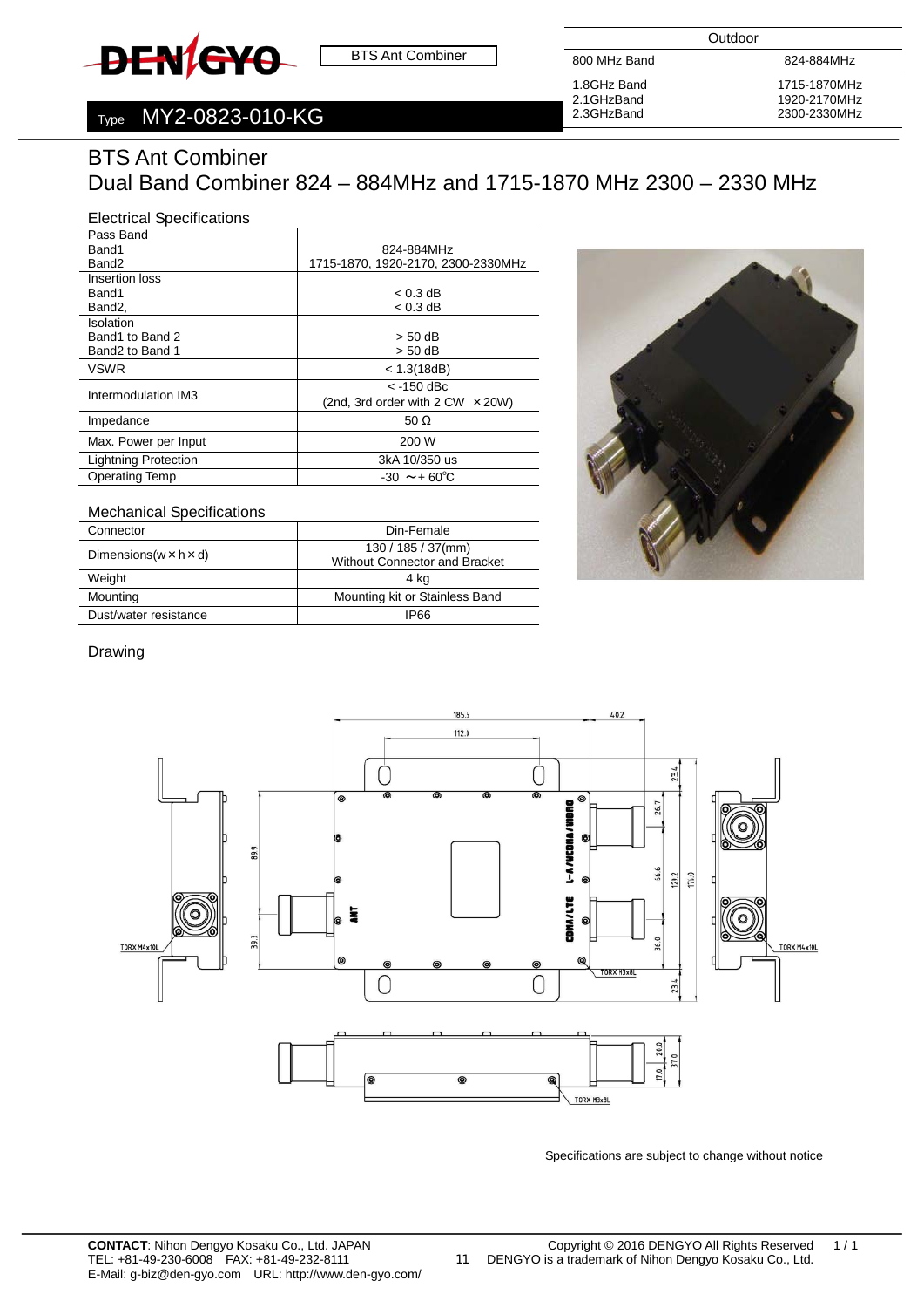DENGYO

BTS Ant Combiner

Type MY2-0823-010-KG

| Outdoor | |
|---|---|
| 800 MHz Band | 824-884MHz |
| 1.8GHzBand<br>2.1GHzBand<br>2.3GHzBand | 1715-1870MHz<br>1920-2170MHz<br>2300-2330MHz |

# BTS Ant Combiner
# Dual Band Combiner 824 – 884MHz and 1715-1870 MHz 2300 – 2330 MHz

## Electrical Specifications

| | |
|---|---|
| Pass Band<br>Band1<br>Band2 | <br>824-884MHz<br>1715-1870, 1920-2170, 2300-2330MHz |
| Insertion loss<br>Band1<br>Band2, | <br>< 0.3 dB<br>< 0.3 dB |
| Isolation<br>Band1 to Band 2<br>Band2 to Band 1 | <br>> 50 dB<br>> 50 dB |
| VSWR | < 1.3(18dB) |
| Intermodulation IM3 | < -150 dBc<br>(2nd, 3rd order with 2 CW ×20W) |
| Impedance | 50 Ω |
| Max. Power per Input | 200 W |
| Lightning Protection | 3kA 10/350 us |
| Operating Temp | -30 ～+ 60℃ |

## Mechanical Specifications

| | |
|---|---|
| Connector | Din-Female |
| Dimensions(w×h×d) | 130 / 185 / 37(mm)<br>Without Connector and Bracket |
| Weight | 4 kg |
| Mounting | Mounting kit or Stainless Band |
| Dust/water resistance | IP66 |

## Drawing

Specifications are subject to change without notice

**CONTACT**: Nihon Dengyo Kosaku Co., Ltd. JAPAN
TEL: +81-49-230-6008 FAX: +81-49-232-8111
E-Mail: g-biz@den-gyo.com URL: http://www.den-gyo.com/

Copyright © 2016 DENGYO All Rights Reserved
DENGYO is a trademark of Nihon Dengyo Kosaku Co., Ltd.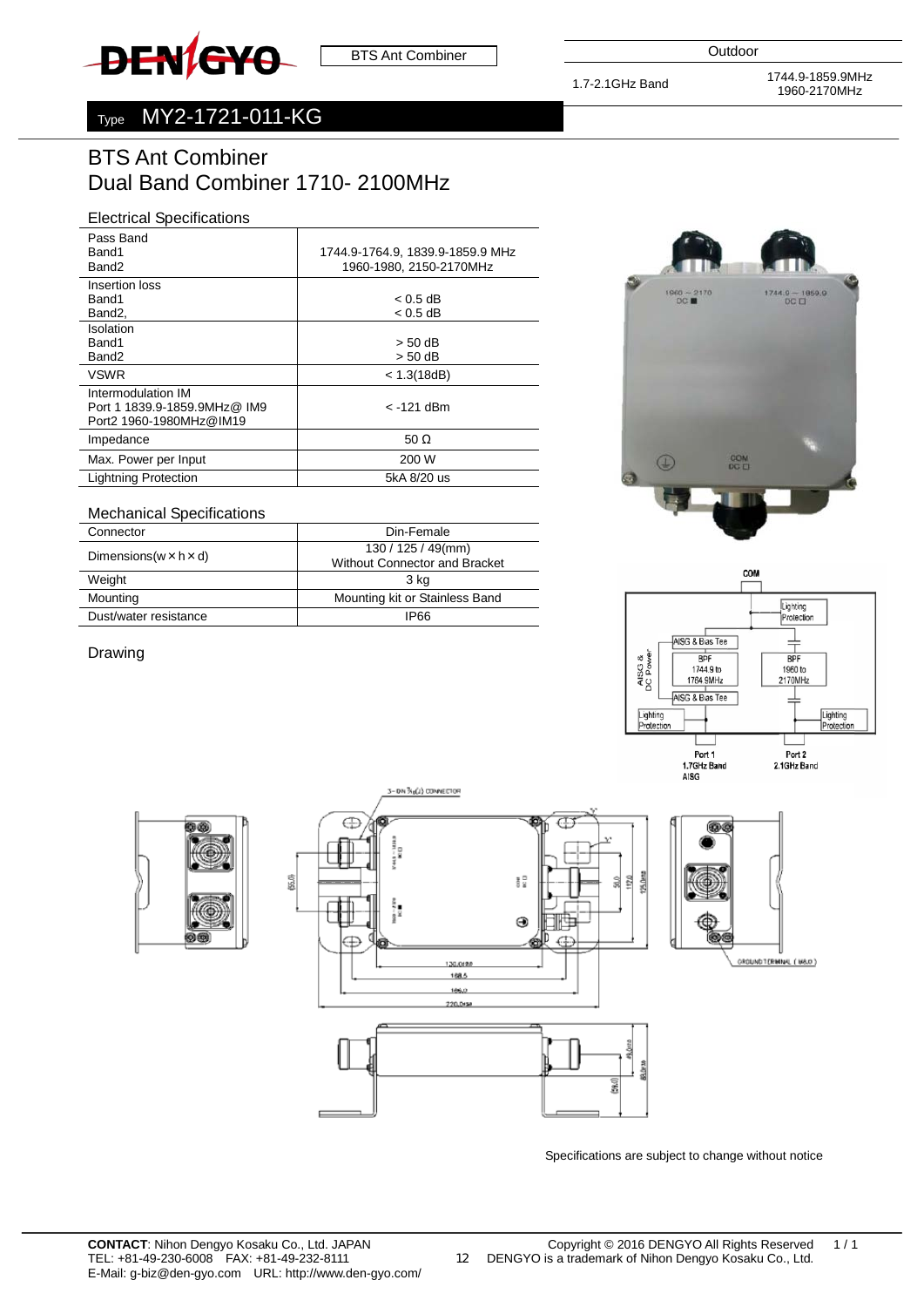BTS Ant Combiner

Outdoor

1.7-2.1GHz Band

1744.9-1859.9MHz
1960-2170MHz

Type MY2-1721-011-KG

# BTS Ant Combiner
# Dual Band Combiner 1710- 2100MHz

## Electrical Specifications

| | |
|---|---|
| Pass Band<br>Band1<br>Band2 | 1744.9-1764.9, 1839.9-1859.9 MHz<br>1960-1980, 2150-2170MHz |
| Insertion loss<br>Band1<br>Band2, | < 0.5 dB<br>< 0.5 dB |
| Isolation<br>Band1<br>Band2 | > 50 dB<br>> 50 dB |
| VSWR | < 1.3(18dB) |
| Intermodulation IM<br>Port 1 1839.9-1859.9MHz@ IM9<br>Port2 1960-1980MHz@IM19 | < -121 dBm |
| Impedance | 50 Ω |
| Max. Power per Input | 200 W |
| Lightning Protection | 5kA 8/20 us |

## Mechanical Specifications

| | |
|---|---|
| Connector | Din-Female |
| Dimensions(w × h × d) | 130 / 125 / 49(mm)<br>Without Connector and Bracket |
| Weight | 3 kg |
| Mounting | Mounting kit or Stainless Band |
| Dust/water resistance | IP66 |

## Drawing

Specifications are subject to change without notice

**CONTACT**: Nihon Dengyo Kosaku Co., Ltd. JAPAN
TEL: +81-49-230-6008 FAX: +81-49-232-8111
E-Mail: g-biz@den-gyo.com URL: http://www.den-gyo.com/

Copyright © 2016 DENGYO All Rights Reserved
DENGYO is a trademark of Nihon Dengyo Kosaku Co., Ltd.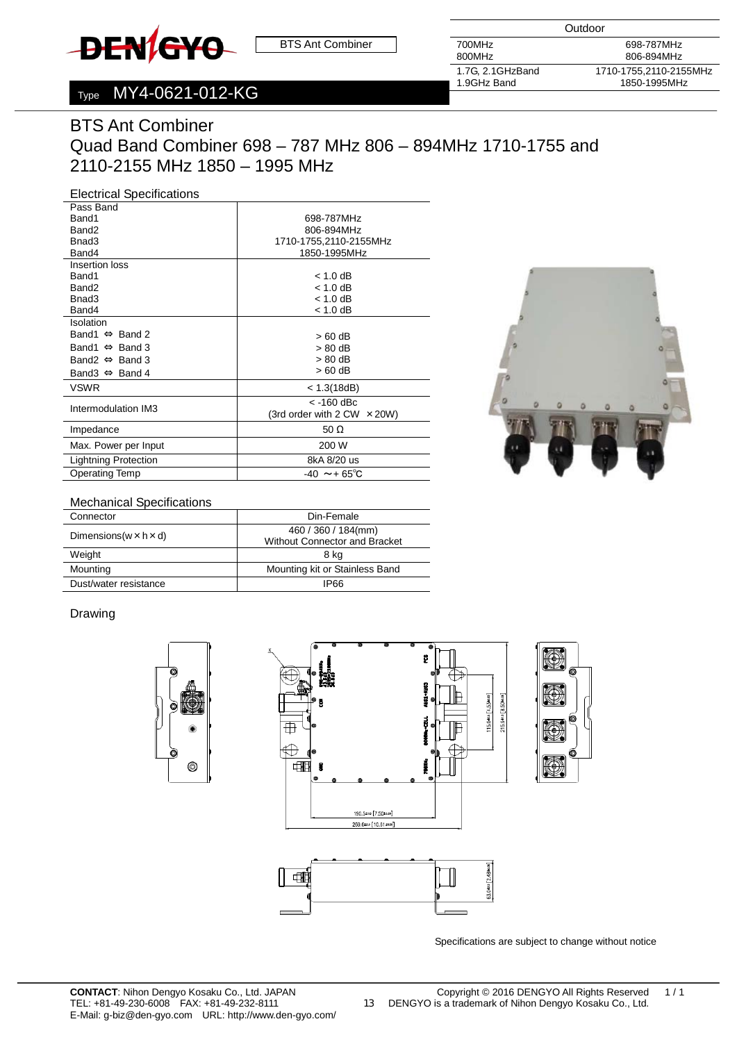**DENGYO** | BTS Ant Combiner

| Outdoor | |
|---|---|
| 700MHz<br>800MHz | 698-787MHz<br>806-894MHz |
| 1.7G, 2.1GHzBand<br>1.9GHz Band | 1710-1755,2110-2155MHz<br>1850-1995MHz |

Type MY4-0621-012-KG

# BTS Ant Combiner
# Quad Band Combiner 698 – 787 MHz 806 – 894MHz 1710-1755 and 2110-2155 MHz 1850 – 1995 MHz

## Electrical Specifications

| | |
|---|---|
| Pass Band | |
| Band1 | 698-787MHz |
| Band2 | 806-894MHz |
| Bnad3 | 1710-1755,2110-2155MHz |
| Band4 | 1850-1995MHz |
| Insertion loss | |
| Band1 | < 1.0 dB |
| Band2 | < 1.0 dB |
| Bnad3 | < 1.0 dB |
| Band4 | < 1.0 dB |
| Isolation | |
| Band1 ⇔ Band 2 | > 60 dB |
| Band1 ⇔ Band 3 | > 80 dB |
| Band2 ⇔ Band 3 | > 80 dB |
| Band3 ⇔ Band 4 | > 60 dB |
| VSWR | < 1.3(18dB) |
| Intermodulation IM3 | < -160 dBc<br>(3rd order with 2 CW × 20W) |
| Impedance | 50 Ω |
| Max. Power per Input | 200 W |
| Lightning Protection | 8kA 8/20 us |
| Operating Temp | -40 ～+ 65℃ |

## Mechanical Specifications

| | |
|---|---|
| Connector | Din-Female |
| Dimensions(w × h × d) | 460 / 360 / 184(mm)<br>Without Connector and Bracket |
| Weight | 8 kg |
| Mounting | Mounting kit or Stainless Band |
| Dust/water resistance | IP66 |

## Drawing

Specifications are subject to change without notice

**CONTACT**: Nihon Dengyo Kosaku Co., Ltd. JAPAN
TEL: +81-49-230-6008 FAX: +81-49-232-8111
E-Mail: g-biz@den-gyo.com URL: http://www.den-gyo.com/

Copyright © 2016 DENGYO All Rights Reserved
DENGYO is a trademark of Nihon Dengyo Kosaku Co., Ltd.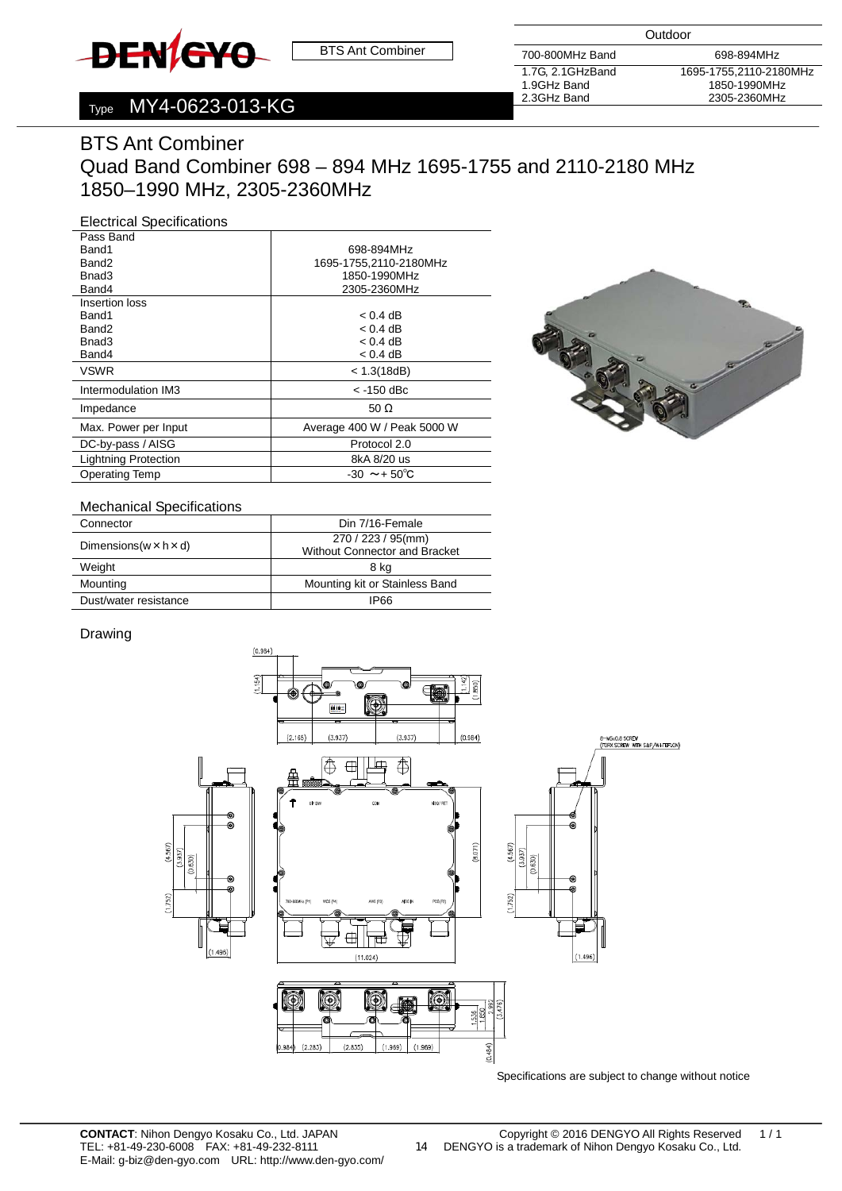DENGYO

BTS Ant Combiner

Type MY4-0623-013-KG

| Outdoor | |
|---|---|
| 700-800MHz Band | 698-894MHz |
| 1.7G, 2.1GHzBand | 1695-1755,2110-2180MHz |
| 1.9GHz Band | 1850-1990MHz |
| 2.3GHz Band | 2305-2360MHz |

# BTS Ant Combiner
## Quad Band Combiner 698 – 894 MHz 1695-1755 and 2110-2180 MHz 1850–1990 MHz, 2305-2360MHz

### Electrical Specifications

| | |
|---|---|
| Pass Band<br>Band1<br>Band2<br>Bnad3<br>Band4 | <br>698-894MHz<br>1695-1755,2110-2180MHz<br>1850-1990MHz<br>2305-2360MHz |
| Insertion loss<br>Band1<br>Band2<br>Bnad3<br>Band4 | <br>< 0.4 dB<br>< 0.4 dB<br>< 0.4 dB<br>< 0.4 dB |
| VSWR | < 1.3(18dB) |
| Intermodulation IM3 | < -150 dBc |
| Impedance | 50 Ω |
| Max. Power per Input | Average 400 W / Peak 5000 W |
| DC-by-pass / AISG | Protocol 2.0 |
| Lightning Protection | 8kA 8/20 us |
| Operating Temp | -30 ～+ 50℃ |

### Mechanical Specifications

| | |
|---|---|
| Connector | Din 7/16-Female |
| Dimensions(w × h × d) | 270 / 223 / 95(mm)<br>Without Connector and Bracket |
| Weight | 8 kg |
| Mounting | Mounting kit or Stainless Band |
| Dust/water resistance | IP66 |

### Drawing

Specifications are subject to change without notice

**CONTACT**: Nihon Dengyo Kosaku Co., Ltd. JAPAN
TEL: +81-49-230-6008 FAX: +81-49-232-8111
E-Mail: g-biz@den-gyo.com URL: http://www.den-gyo.com/

Copyright © 2016 DENGYO All Rights Reserved
DENGYO is a trademark of Nihon Dengyo Kosaku Co., Ltd.